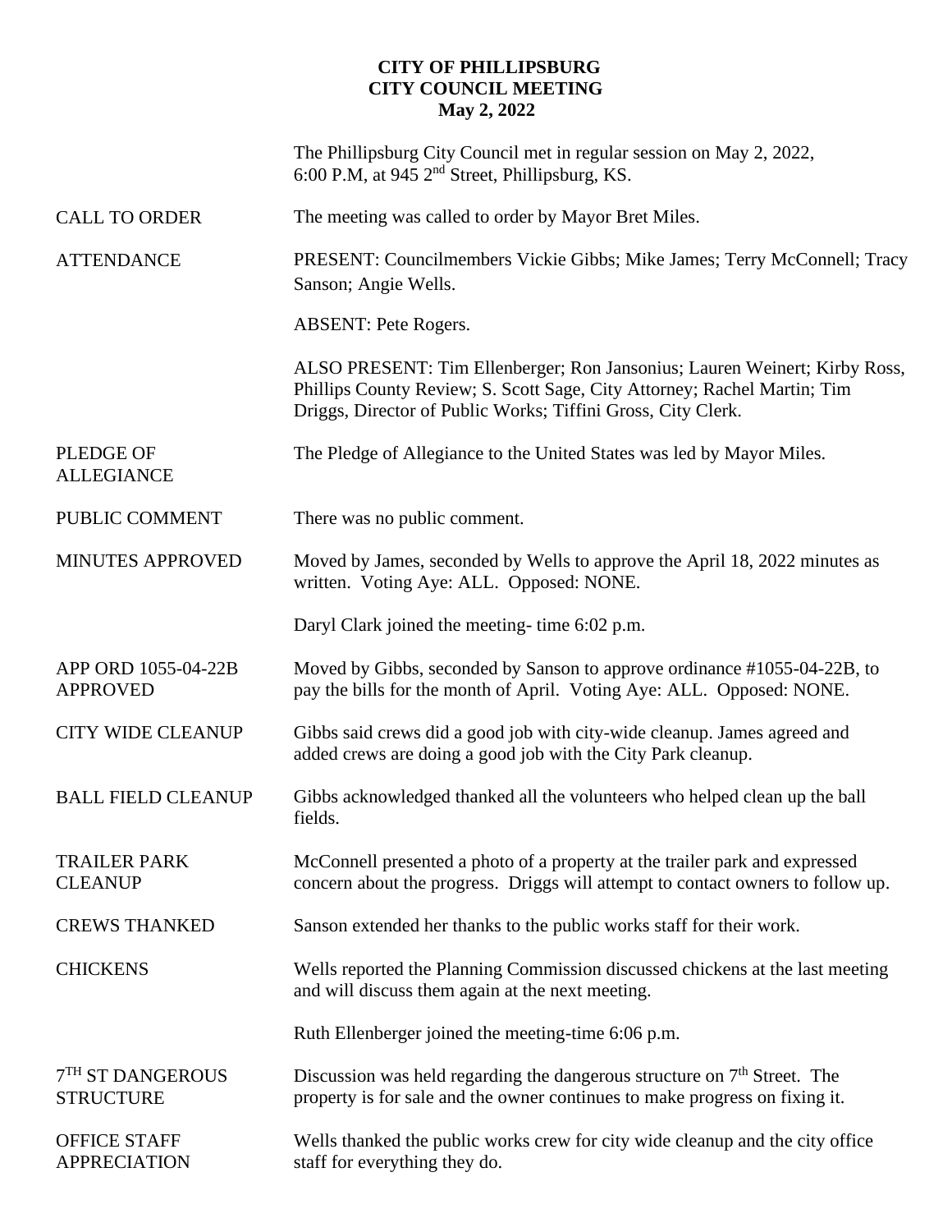# CITY OF PHILLIPSBURG
## CITY COUNCIL MEETING
### May 2, 2022

The Phillipsburg City Council met in regular session on May 2, 2022, 6:00 P.M, at 945 2nd Street, Phillipsburg, KS.

**CALL TO ORDER**

The meeting was called to order by Mayor Bret Miles.

**ATTENDANCE**

PRESENT: Councilmembers Vickie Gibbs; Mike James; Terry McConnell; Tracy Sanson; Angie Wells.

ABSENT: Pete Rogers.

ALSO PRESENT: Tim Ellenberger; Ron Jansonius; Lauren Weinert; Kirby Ross, Phillips County Review; S. Scott Sage, City Attorney; Rachel Martin; Tim Driggs, Director of Public Works; Tiffini Gross, City Clerk.

**PLEDGE OF ALLEGIANCE**

The Pledge of Allegiance to the United States was led by Mayor Miles.

**PUBLIC COMMENT**

There was no public comment.

**MINUTES APPROVED**

Moved by James, seconded by Wells to approve the April 18, 2022 minutes as written. Voting Aye: ALL. Opposed: NONE.

Daryl Clark joined the meeting- time 6:02 p.m.

**APP ORD 1055-04-22B APPROVED**

Moved by Gibbs, seconded by Sanson to approve ordinance #1055-04-22B, to pay the bills for the month of April. Voting Aye: ALL. Opposed: NONE.

**CITY WIDE CLEANUP**

Gibbs said crews did a good job with city-wide cleanup. James agreed and added crews are doing a good job with the City Park cleanup.

**BALL FIELD CLEANUP**

Gibbs acknowledged thanked all the volunteers who helped clean up the ball fields.

**TRAILER PARK CLEANUP**

McConnell presented a photo of a property at the trailer park and expressed concern about the progress. Driggs will attempt to contact owners to follow up.

**CREWS THANKED**

Sanson extended her thanks to the public works staff for their work.

**CHICKENS**

Wells reported the Planning Commission discussed chickens at the last meeting and will discuss them again at the next meeting.

Ruth Ellenberger joined the meeting-time 6:06 p.m.

**7TH ST DANGEROUS STRUCTURE**

Discussion was held regarding the dangerous structure on 7th Street. The property is for sale and the owner continues to make progress on fixing it.

**OFFICE STAFF APPRECIATION**

Wells thanked the public works crew for city wide cleanup and the city office staff for everything they do.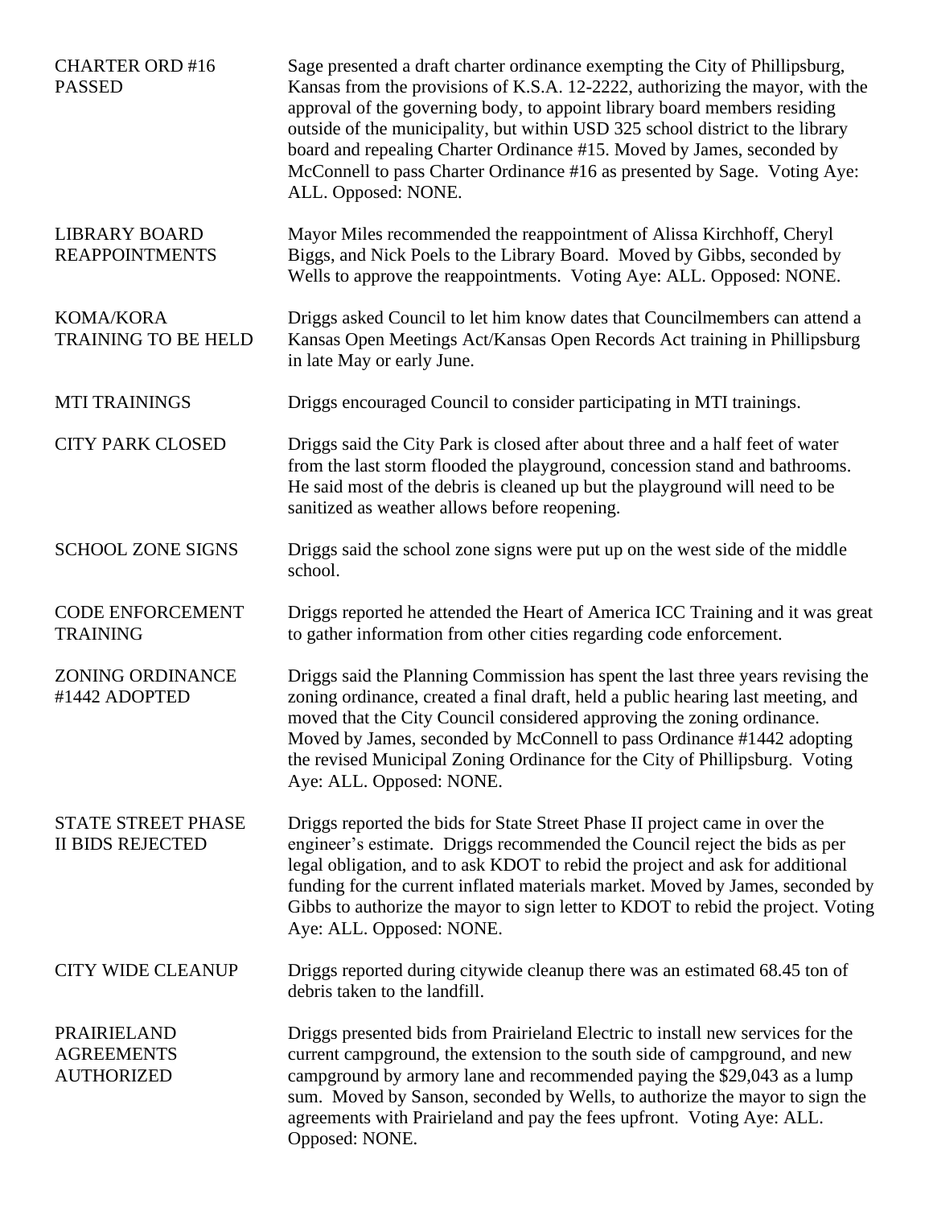**CHARTER ORD #16 PASSED**

Sage presented a draft charter ordinance exempting the City of Phillipsburg, Kansas from the provisions of K.S.A. 12-2222, authorizing the mayor, with the approval of the governing body, to appoint library board members residing outside of the municipality, but within USD 325 school district to the library board and repealing Charter Ordinance #15. Moved by James, seconded by McConnell to pass Charter Ordinance #16 as presented by Sage. Voting Aye: ALL. Opposed: NONE.

**LIBRARY BOARD REAPPOINTMENTS**

Mayor Miles recommended the reappointment of Alissa Kirchhoff, Cheryl Biggs, and Nick Poels to the Library Board. Moved by Gibbs, seconded by Wells to approve the reappointments. Voting Aye: ALL. Opposed: NONE.

**KOMA/KORA TRAINING TO BE HELD**

Driggs asked Council to let him know dates that Councilmembers can attend a Kansas Open Meetings Act/Kansas Open Records Act training in Phillipsburg in late May or early June.

**MTI TRAININGS**

Driggs encouraged Council to consider participating in MTI trainings.

**CITY PARK CLOSED**

Driggs said the City Park is closed after about three and a half feet of water from the last storm flooded the playground, concession stand and bathrooms. He said most of the debris is cleaned up but the playground will need to be sanitized as weather allows before reopening.

**SCHOOL ZONE SIGNS**

Driggs said the school zone signs were put up on the west side of the middle school.

**CODE ENFORCEMENT TRAINING**

Driggs reported he attended the Heart of America ICC Training and it was great to gather information from other cities regarding code enforcement.

**ZONING ORDINANCE #1442 ADOPTED**

Driggs said the Planning Commission has spent the last three years revising the zoning ordinance, created a final draft, held a public hearing last meeting, and moved that the City Council considered approving the zoning ordinance. Moved by James, seconded by McConnell to pass Ordinance #1442 adopting the revised Municipal Zoning Ordinance for the City of Phillipsburg. Voting Aye: ALL. Opposed: NONE.

**STATE STREET PHASE II BIDS REJECTED**

Driggs reported the bids for State Street Phase II project came in over the engineer's estimate. Driggs recommended the Council reject the bids as per legal obligation, and to ask KDOT to rebid the project and ask for additional funding for the current inflated materials market. Moved by James, seconded by Gibbs to authorize the mayor to sign letter to KDOT to rebid the project. Voting Aye: ALL. Opposed: NONE.

**CITY WIDE CLEANUP**

Driggs reported during citywide cleanup there was an estimated 68.45 ton of debris taken to the landfill.

**PRAIRIELAND AGREEMENTS AUTHORIZED**

Driggs presented bids from Prairieland Electric to install new services for the current campground, the extension to the south side of campground, and new campground by armory lane and recommended paying the $29,043 as a lump sum. Moved by Sanson, seconded by Wells, to authorize the mayor to sign the agreements with Prairieland and pay the fees upfront. Voting Aye: ALL. Opposed: NONE.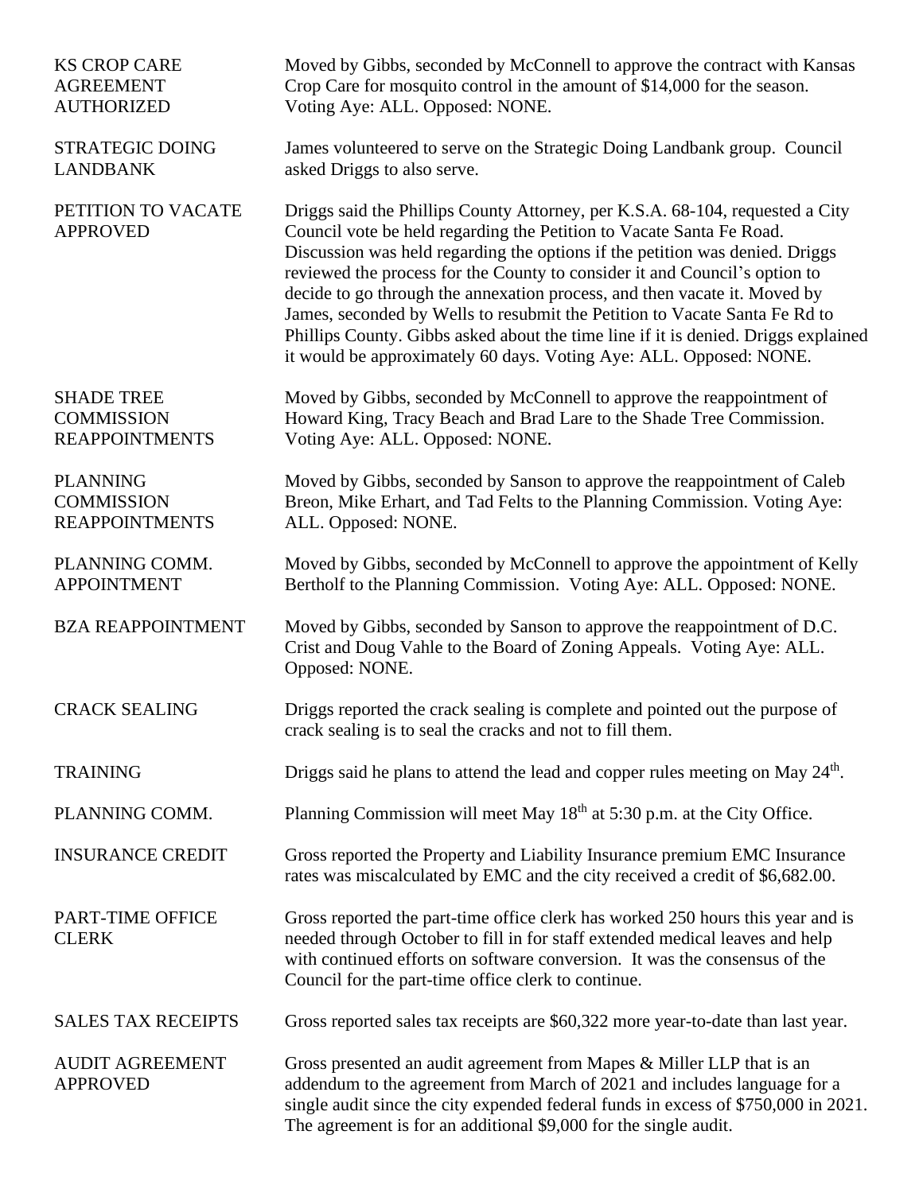**KS CROP CARE AGREEMENT AUTHORIZED** — Moved by Gibbs, seconded by McConnell to approve the contract with Kansas Crop Care for mosquito control in the amount of $14,000 for the season. Voting Aye: ALL. Opposed: NONE.

**STRATEGIC DOING LANDBANK** — James volunteered to serve on the Strategic Doing Landbank group. Council asked Driggs to also serve.

**PETITION TO VACATE APPROVED** — Driggs said the Phillips County Attorney, per K.S.A. 68-104, requested a City Council vote be held regarding the Petition to Vacate Santa Fe Road. Discussion was held regarding the options if the petition was denied. Driggs reviewed the process for the County to consider it and Council's option to decide to go through the annexation process, and then vacate it. Moved by James, seconded by Wells to resubmit the Petition to Vacate Santa Fe Rd to Phillips County. Gibbs asked about the time line if it is denied. Driggs explained it would be approximately 60 days. Voting Aye: ALL. Opposed: NONE.

**SHADE TREE COMMISSION REAPPOINTMENTS** — Moved by Gibbs, seconded by McConnell to approve the reappointment of Howard King, Tracy Beach and Brad Lare to the Shade Tree Commission. Voting Aye: ALL. Opposed: NONE.

**PLANNING COMMISSION REAPPOINTMENTS** — Moved by Gibbs, seconded by Sanson to approve the reappointment of Caleb Breon, Mike Erhart, and Tad Felts to the Planning Commission. Voting Aye: ALL. Opposed: NONE.

**PLANNING COMM. APPOINTMENT** — Moved by Gibbs, seconded by McConnell to approve the appointment of Kelly Bertholf to the Planning Commission. Voting Aye: ALL. Opposed: NONE.

**BZA REAPPOINTMENT** — Moved by Gibbs, seconded by Sanson to approve the reappointment of D.C. Crist and Doug Vahle to the Board of Zoning Appeals. Voting Aye: ALL. Opposed: NONE.

**CRACK SEALING** — Driggs reported the crack sealing is complete and pointed out the purpose of crack sealing is to seal the cracks and not to fill them.

**TRAINING** — Driggs said he plans to attend the lead and copper rules meeting on May 24th.

**PLANNING COMM.** — Planning Commission will meet May 18th at 5:30 p.m. at the City Office.

**INSURANCE CREDIT** — Gross reported the Property and Liability Insurance premium EMC Insurance rates was miscalculated by EMC and the city received a credit of $6,682.00.

**PART-TIME OFFICE CLERK** — Gross reported the part-time office clerk has worked 250 hours this year and is needed through October to fill in for staff extended medical leaves and help with continued efforts on software conversion. It was the consensus of the Council for the part-time office clerk to continue.

**SALES TAX RECEIPTS** — Gross reported sales tax receipts are $60,322 more year-to-date than last year.

**AUDIT AGREEMENT APPROVED** — Gross presented an audit agreement from Mapes & Miller LLP that is an addendum to the agreement from March of 2021 and includes language for a single audit since the city expended federal funds in excess of $750,000 in 2021. The agreement is for an additional $9,000 for the single audit.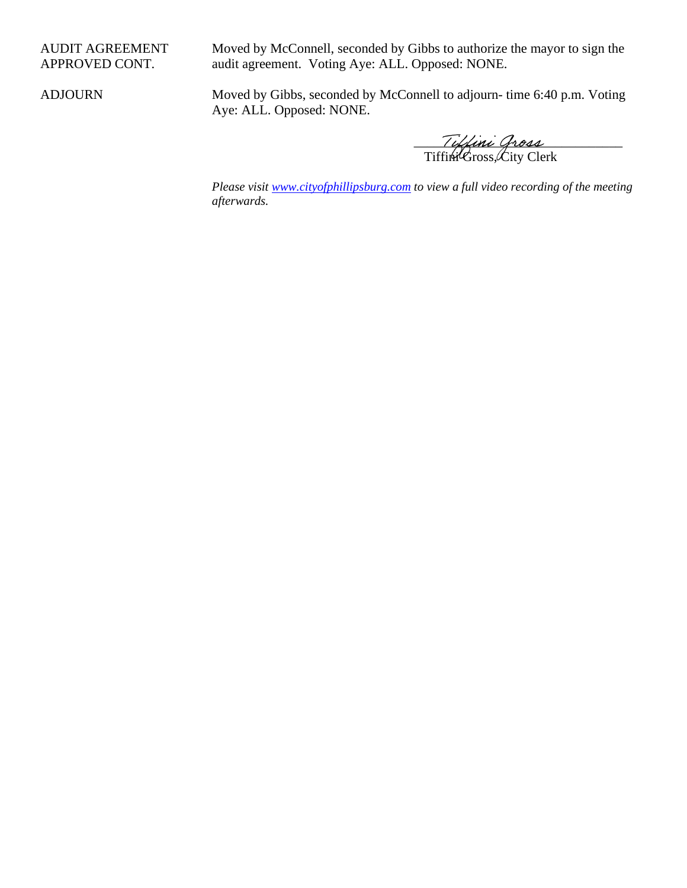AUDIT AGREEMENT APPROVED CONT. Moved by McConnell, seconded by Gibbs to authorize the mayor to sign the audit agreement. Voting Aye: ALL. Opposed: NONE.

ADJOURN Moved by Gibbs, seconded by McConnell to adjourn- time 6:40 p.m. Voting Aye: ALL. Opposed: NONE.

Tiffini Gross
Tiffini Gross, City Clerk

*Please visit [www.cityofphillipsburg.com](http://www.cityofphillipsburg.com) to view a full video recording of the meeting afterwards.*